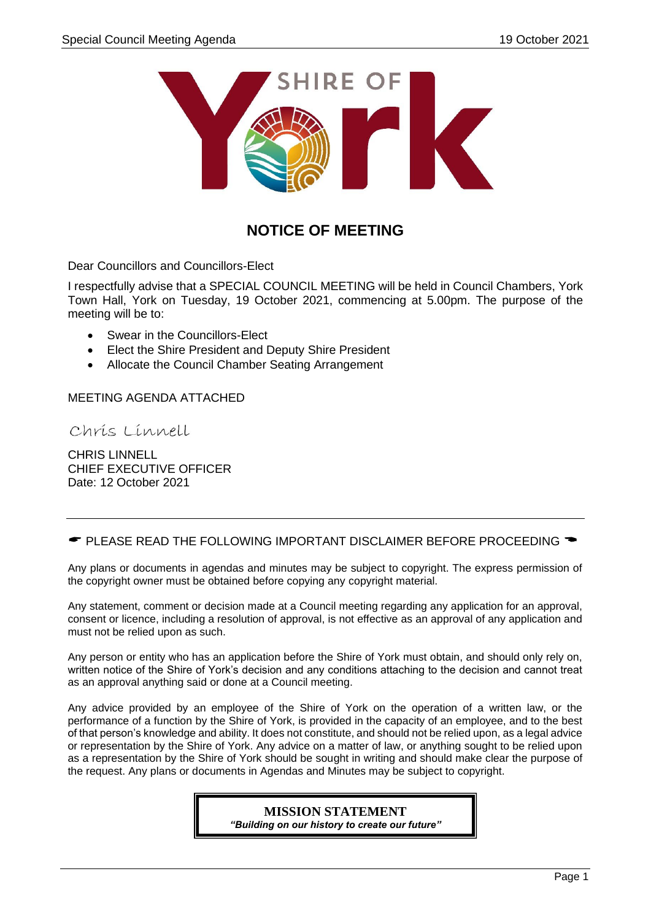SHIRE OF York

# NOTICE OF MEETING

Dear Councillors and Councillors-Elect

I respectfully advise that a SPECIAL COUNCIL MEETING will be held in Council Chambers, York Town Hall, York on Tuesday, 19 October 2021, commencing at 5.00pm. The purpose of the meeting will be to:

- Swear in the Councillors-Elect
- Elect the Shire President and Deputy Shire President
- Allocate the Council Chamber Seating Arrangement

MEETING AGENDA ATTACHED

*Chris Linnell*

CHRIS LINNELL
CHIEF EXECUTIVE OFFICER
Date: 12 October 2021

---

☛ PLEASE READ THE FOLLOWING IMPORTANT DISCLAIMER BEFORE PROCEEDING ☚

Any plans or documents in agendas and minutes may be subject to copyright. The express permission of the copyright owner must be obtained before copying any copyright material.

Any statement, comment or decision made at a Council meeting regarding any application for an approval, consent or licence, including a resolution of approval, is not effective as an approval of any application and must not be relied upon as such.

Any person or entity who has an application before the Shire of York must obtain, and should only rely on, written notice of the Shire of York's decision and any conditions attaching to the decision and cannot treat as an approval anything said or done at a Council meeting.

Any advice provided by an employee of the Shire of York on the operation of a written law, or the performance of a function by the Shire of York, is provided in the capacity of an employee, and to the best of that person's knowledge and ability. It does not constitute, and should not be relied upon, as a legal advice or representation by the Shire of York. Any advice on a matter of law, or anything sought to be relied upon as a representation by the Shire of York should be sought in writing and should make clear the purpose of the request. Any plans or documents in Agendas and Minutes may be subject to copyright.

**MISSION STATEMENT**
***"Building on our history to create our future"***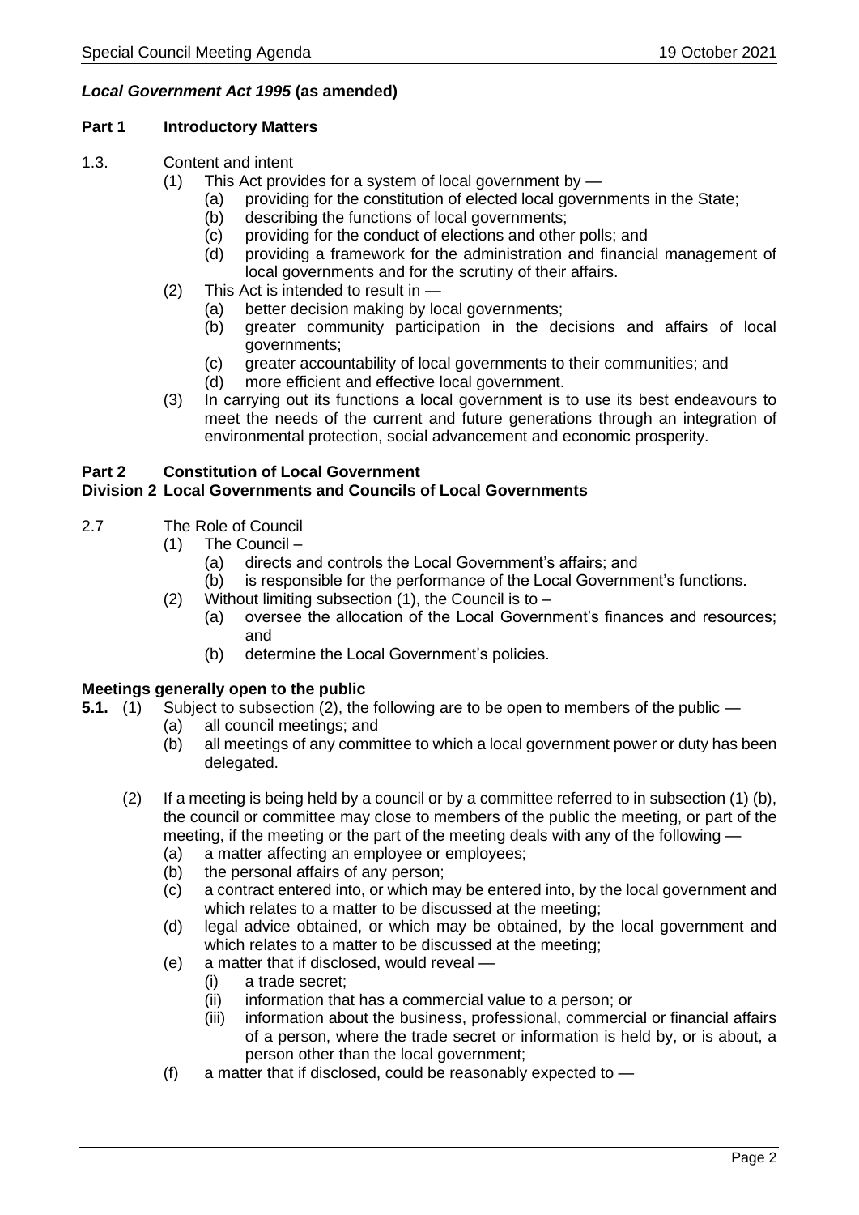## *Local Government Act 1995* (as amended)

### Part 1 Introductory Matters

1.3. Content and intent

(1) This Act provides for a system of local government by —
   (a) providing for the constitution of elected local governments in the State;
   (b) describing the functions of local governments;
   (c) providing for the conduct of elections and other polls; and
   (d) providing a framework for the administration and financial management of local governments and for the scrutiny of their affairs.

(2) This Act is intended to result in —
   (a) better decision making by local governments;
   (b) greater community participation in the decisions and affairs of local governments;
   (c) greater accountability of local governments to their communities; and
   (d) more efficient and effective local government.

(3) In carrying out its functions a local government is to use its best endeavours to meet the needs of the current and future generations through an integration of environmental protection, social advancement and economic prosperity.

### Part 2 Constitution of Local Government
### Division 2 Local Governments and Councils of Local Governments

2.7 The Role of Council

(1) The Council –
   (a) directs and controls the Local Government's affairs; and
   (b) is responsible for the performance of the Local Government's functions.

(2) Without limiting subsection (1), the Council is to –
   (a) oversee the allocation of the Local Government's finances and resources; and
   (b) determine the Local Government's policies.

### Meetings generally open to the public

**5.1.** (1) Subject to subsection (2), the following are to be open to members of the public —
   (a) all council meetings; and
   (b) all meetings of any committee to which a local government power or duty has been delegated.

(2) If a meeting is being held by a council or by a committee referred to in subsection (1) (b), the council or committee may close to members of the public the meeting, or part of the meeting, if the meeting or the part of the meeting deals with any of the following —
   (a) a matter affecting an employee or employees;
   (b) the personal affairs of any person;
   (c) a contract entered into, or which may be entered into, by the local government and which relates to a matter to be discussed at the meeting;
   (d) legal advice obtained, or which may be obtained, by the local government and which relates to a matter to be discussed at the meeting;
   (e) a matter that if disclosed, would reveal —
      (i) a trade secret;
      (ii) information that has a commercial value to a person; or
      (iii) information about the business, professional, commercial or financial affairs of a person, where the trade secret or information is held by, or is about, a person other than the local government;
   (f) a matter that if disclosed, could be reasonably expected to —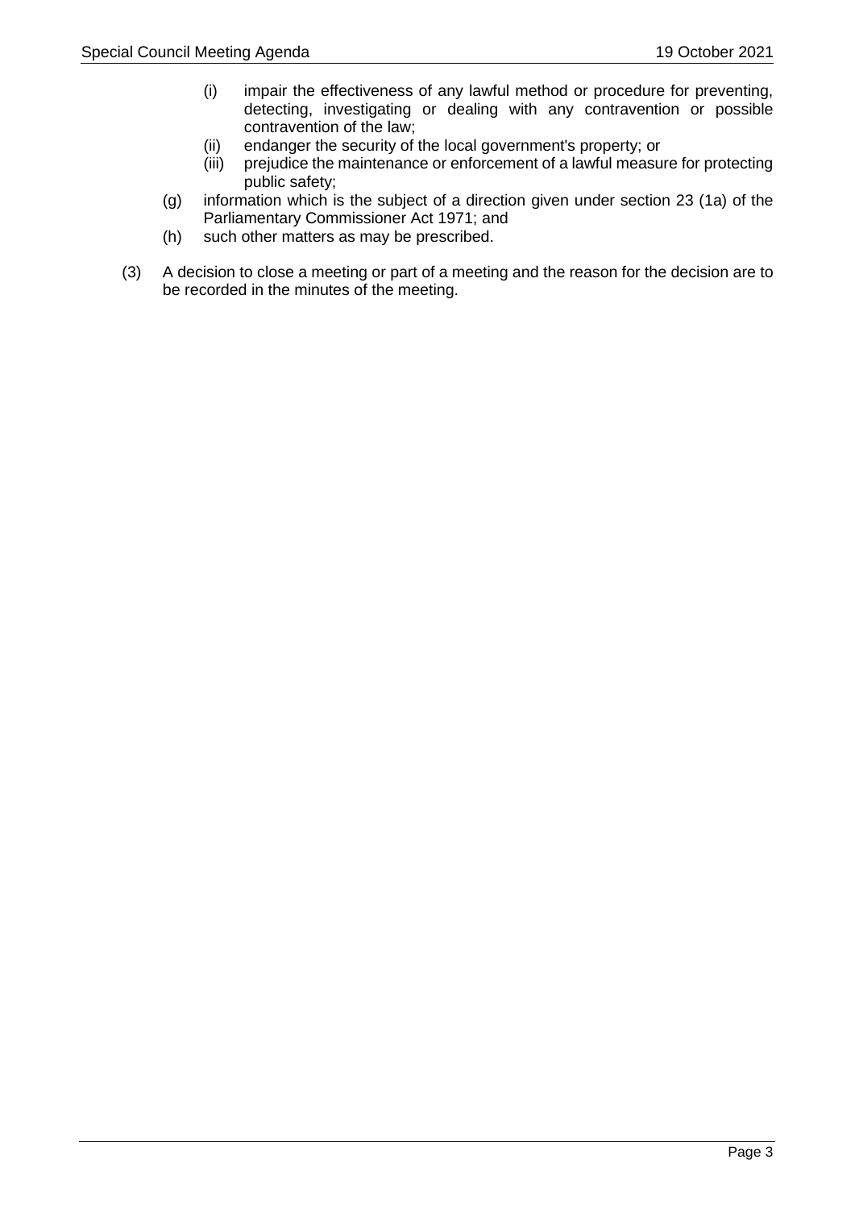- (i) impair the effectiveness of any lawful method or procedure for preventing, detecting, investigating or dealing with any contravention or possible contravention of the law;
  - (ii) endanger the security of the local government's property; or
  - (iii) prejudice the maintenance or enforcement of a lawful measure for protecting public safety;
- (g) information which is the subject of a direction given under section 23 (1a) of the Parliamentary Commissioner Act 1971; and
- (h) such other matters as may be prescribed.

(3) A decision to close a meeting or part of a meeting and the reason for the decision are to be recorded in the minutes of the meeting.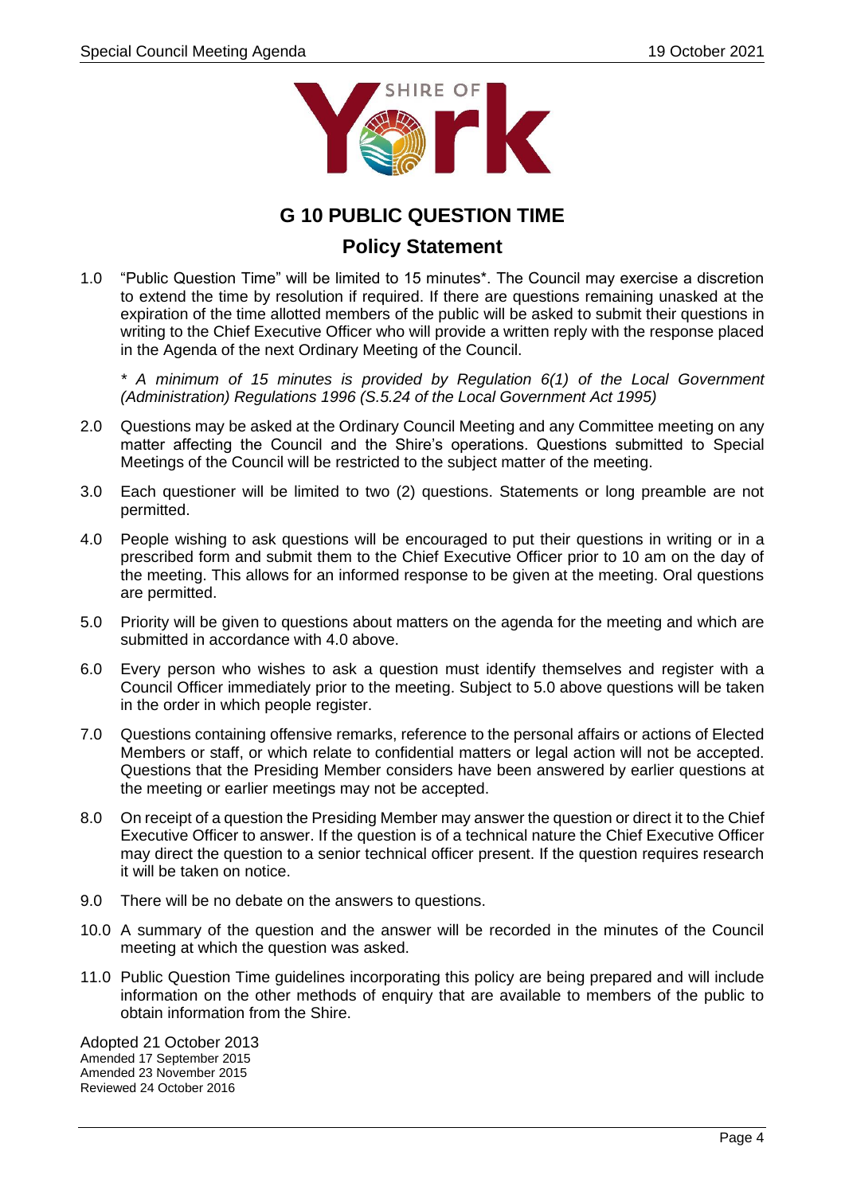# G 10 PUBLIC QUESTION TIME

## Policy Statement

1.0 "Public Question Time" will be limited to 15 minutes*. The Council may exercise a discretion to extend the time by resolution if required. If there are questions remaining unasked at the expiration of the time allotted members of the public will be asked to submit their questions in writing to the Chief Executive Officer who will provide a written reply with the response placed in the Agenda of the next Ordinary Meeting of the Council.

*\* A minimum of 15 minutes is provided by Regulation 6(1) of the Local Government (Administration) Regulations 1996 (S.5.24 of the Local Government Act 1995)*

2.0 Questions may be asked at the Ordinary Council Meeting and any Committee meeting on any matter affecting the Council and the Shire's operations. Questions submitted to Special Meetings of the Council will be restricted to the subject matter of the meeting.

3.0 Each questioner will be limited to two (2) questions. Statements or long preamble are not permitted.

4.0 People wishing to ask questions will be encouraged to put their questions in writing or in a prescribed form and submit them to the Chief Executive Officer prior to 10 am on the day of the meeting. This allows for an informed response to be given at the meeting. Oral questions are permitted.

5.0 Priority will be given to questions about matters on the agenda for the meeting and which are submitted in accordance with 4.0 above.

6.0 Every person who wishes to ask a question must identify themselves and register with a Council Officer immediately prior to the meeting. Subject to 5.0 above questions will be taken in the order in which people register.

7.0 Questions containing offensive remarks, reference to the personal affairs or actions of Elected Members or staff, or which relate to confidential matters or legal action will not be accepted. Questions that the Presiding Member considers have been answered by earlier questions at the meeting or earlier meetings may not be accepted.

8.0 On receipt of a question the Presiding Member may answer the question or direct it to the Chief Executive Officer to answer. If the question is of a technical nature the Chief Executive Officer may direct the question to a senior technical officer present. If the question requires research it will be taken on notice.

9.0 There will be no debate on the answers to questions.

10.0 A summary of the question and the answer will be recorded in the minutes of the Council meeting at which the question was asked.

11.0 Public Question Time guidelines incorporating this policy are being prepared and will include information on the other methods of enquiry that are available to members of the public to obtain information from the Shire.

Adopted 21 October 2013
Amended 17 September 2015
Amended 23 November 2015
Reviewed 24 October 2016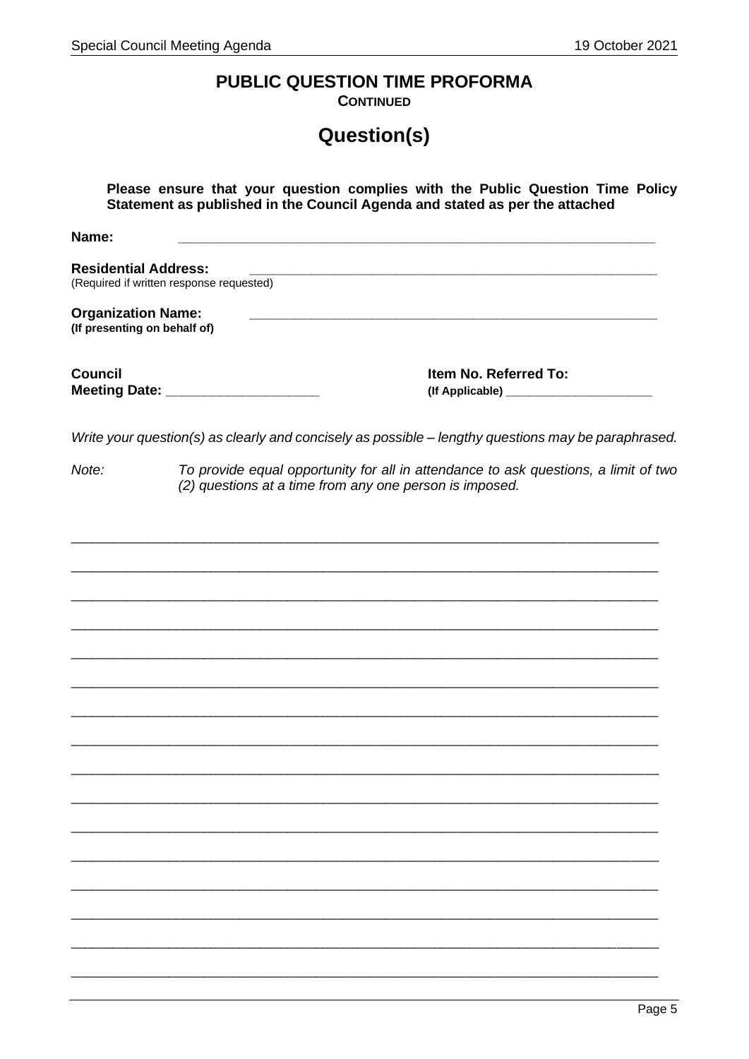## PUBLIC QUESTION TIME PROFORMA

**CONTINUED**

# Question(s)

**Please ensure that your question complies with the Public Question Time Policy Statement as published in the Council Agenda and stated as per the attached**

**Name:** ______________________________________________________________

**Residential Address:** ______________________________________________________
(Required if written response requested)

**Organization Name:** ______________________________________________________
**(If presenting on behalf of)**

**Council Meeting Date:** ____________________

**Item No. Referred To:**
**(If Applicable)** ____________________

*Write your question(s) as clearly and concisely as possible – lengthy questions may be paraphrased.*

*Note:* *To provide equal opportunity for all in attendance to ask questions, a limit of two (2) questions at a time from any one person is imposed.*

_____________________________________________________________________________

_____________________________________________________________________________

_____________________________________________________________________________

_____________________________________________________________________________

_____________________________________________________________________________

_____________________________________________________________________________

_____________________________________________________________________________

_____________________________________________________________________________

_____________________________________________________________________________

_____________________________________________________________________________

_____________________________________________________________________________

_____________________________________________________________________________

_____________________________________________________________________________

_____________________________________________________________________________

_____________________________________________________________________________

_____________________________________________________________________________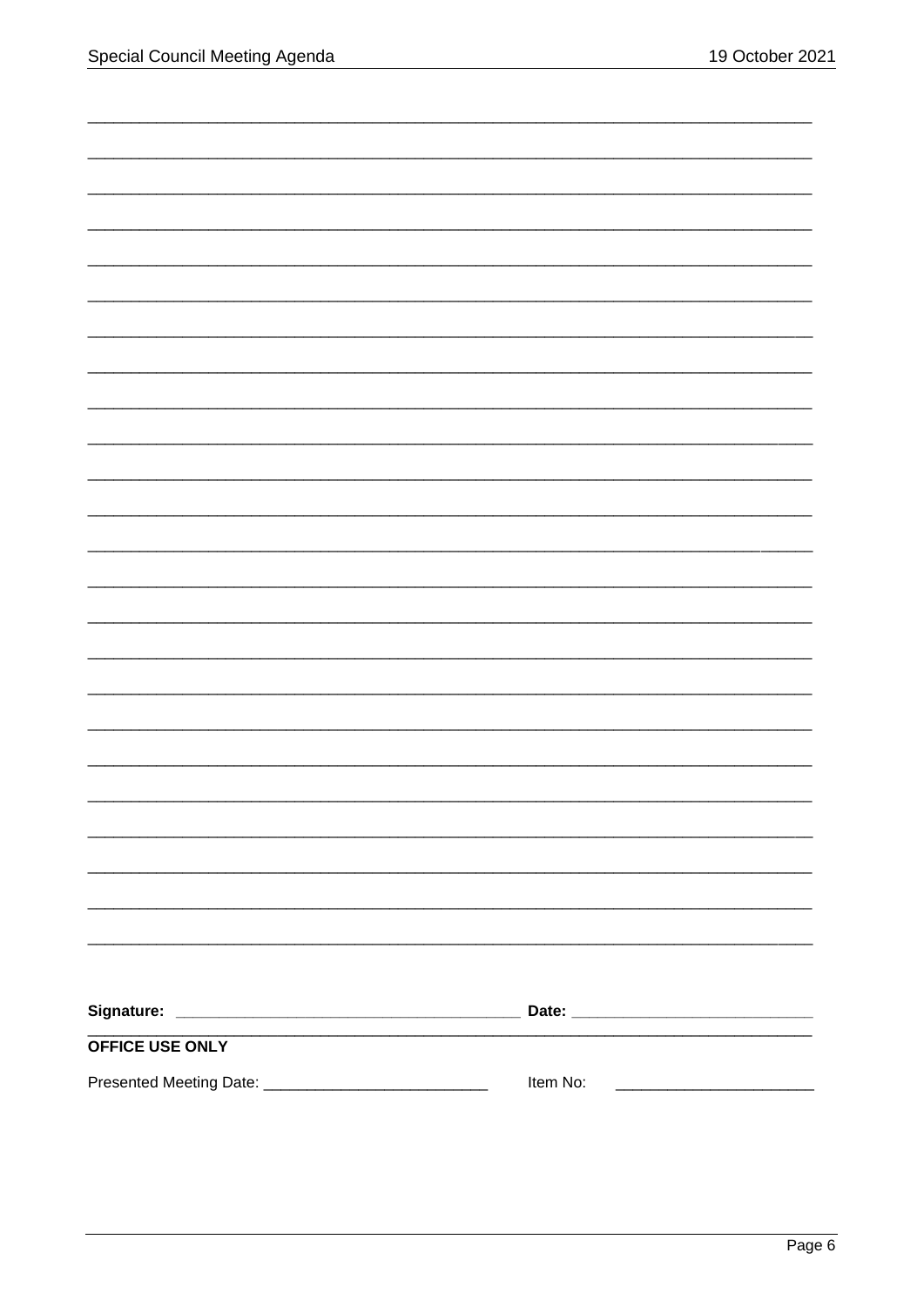\_\_\_\_\_\_\_\_\_\_\_\_\_\_\_\_\_\_\_\_\_\_\_\_\_\_\_\_\_\_\_\_\_\_\_\_\_\_\_\_\_\_\_\_\_\_\_\_\_\_\_\_\_\_\_\_\_\_\_\_\_\_\_\_\_\_\_\_\_\_\_\_\_\_\_\_\_\_

**Signature:** ________________________________________ **Date:** ____________________________

**OFFICE USE ONLY**

Presented Meeting Date: __________________________ Item No: ______________________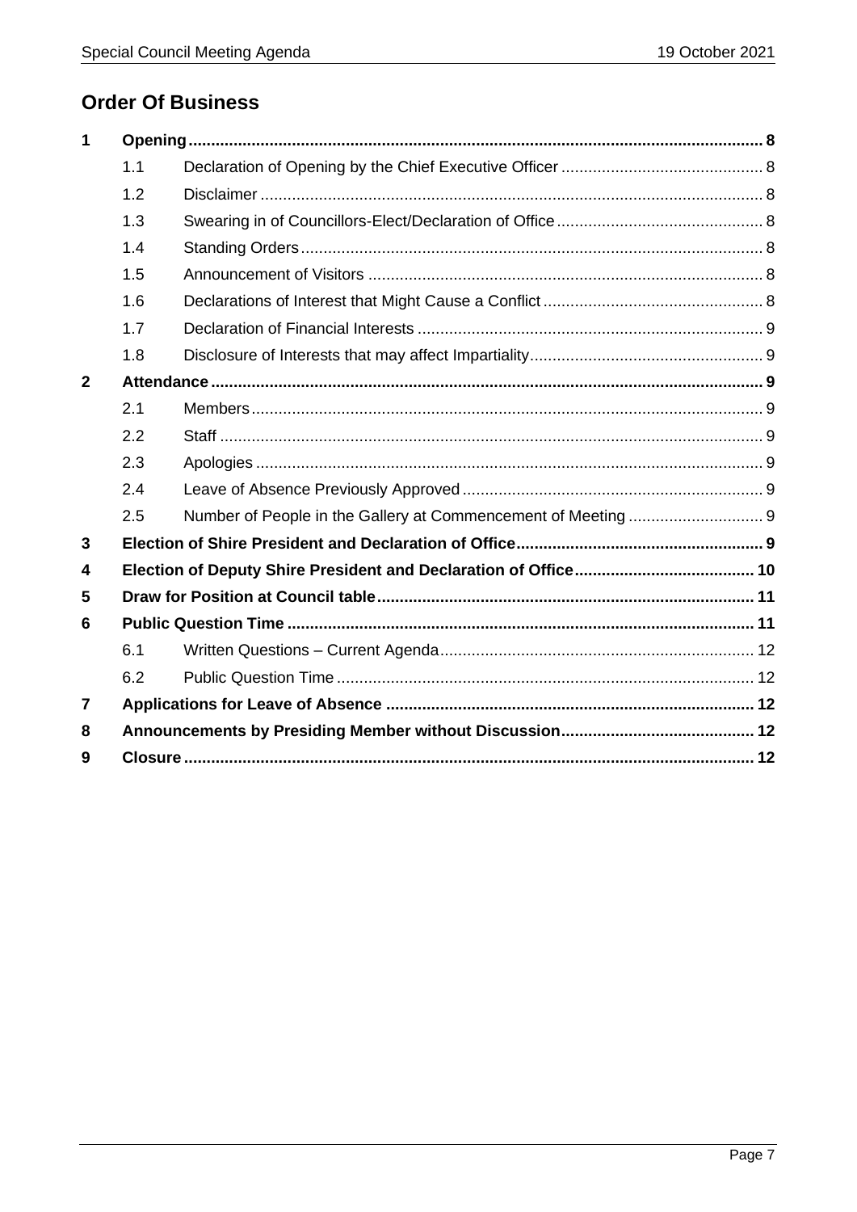## Order Of Business

| | | | |
|---|---|---|---|
| **1** | **Opening** | | **8** |
| | 1.1 | Declaration of Opening by the Chief Executive Officer | 8 |
| | 1.2 | Disclaimer | 8 |
| | 1.3 | Swearing in of Councillors-Elect/Declaration of Office | 8 |
| | 1.4 | Standing Orders | 8 |
| | 1.5 | Announcement of Visitors | 8 |
| | 1.6 | Declarations of Interest that Might Cause a Conflict | 8 |
| | 1.7 | Declaration of Financial Interests | 9 |
| | 1.8 | Disclosure of Interests that may affect Impartiality | 9 |
| **2** | **Attendance** | | **9** |
| | 2.1 | Members | 9 |
| | 2.2 | Staff | 9 |
| | 2.3 | Apologies | 9 |
| | 2.4 | Leave of Absence Previously Approved | 9 |
| | 2.5 | Number of People in the Gallery at Commencement of Meeting | 9 |
| **3** | **Election of Shire President and Declaration of Office** | | **9** |
| **4** | **Election of Deputy Shire President and Declaration of Office** | | **10** |
| **5** | **Draw for Position at Council table** | | **11** |
| **6** | **Public Question Time** | | **11** |
| | 6.1 | Written Questions – Current Agenda | 12 |
| | 6.2 | Public Question Time | 12 |
| **7** | **Applications for Leave of Absence** | | **12** |
| **8** | **Announcements by Presiding Member without Discussion** | | **12** |
| **9** | **Closure** | | **12** |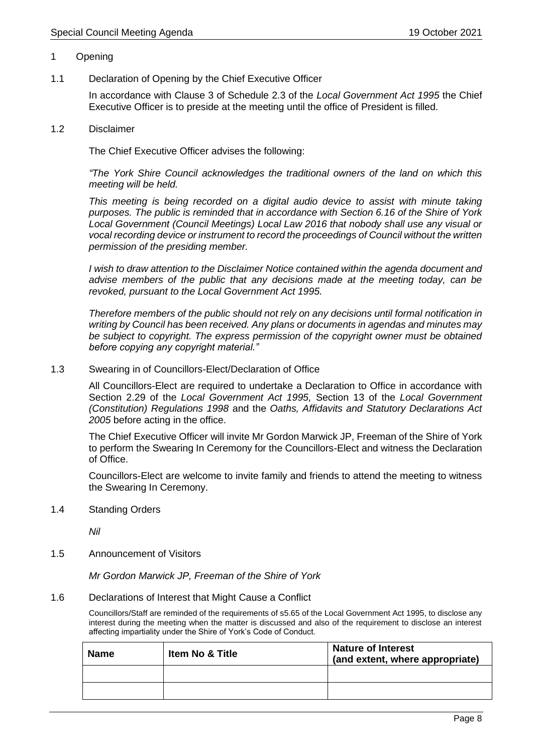# 1 Opening

## 1.1 Declaration of Opening by the Chief Executive Officer

In accordance with Clause 3 of Schedule 2.3 of the *Local Government Act 1995* the Chief Executive Officer is to preside at the meeting until the office of President is filled.

## 1.2 Disclaimer

The Chief Executive Officer advises the following:

*"The York Shire Council acknowledges the traditional owners of the land on which this meeting will be held.*

*This meeting is being recorded on a digital audio device to assist with minute taking purposes. The public is reminded that in accordance with Section 6.16 of the Shire of York Local Government (Council Meetings) Local Law 2016 that nobody shall use any visual or vocal recording device or instrument to record the proceedings of Council without the written permission of the presiding member.*

*I wish to draw attention to the Disclaimer Notice contained within the agenda document and advise members of the public that any decisions made at the meeting today, can be revoked, pursuant to the Local Government Act 1995.*

*Therefore members of the public should not rely on any decisions until formal notification in writing by Council has been received. Any plans or documents in agendas and minutes may be subject to copyright. The express permission of the copyright owner must be obtained before copying any copyright material."*

## 1.3 Swearing in of Councillors-Elect/Declaration of Office

All Councillors-Elect are required to undertake a Declaration to Office in accordance with Section 2.29 of the *Local Government Act 1995,* Section 13 of the *Local Government (Constitution) Regulations 1998* and the *Oaths, Affidavits and Statutory Declarations Act 2005* before acting in the office.

The Chief Executive Officer will invite Mr Gordon Marwick JP, Freeman of the Shire of York to perform the Swearing In Ceremony for the Councillors-Elect and witness the Declaration of Office.

Councillors-Elect are welcome to invite family and friends to attend the meeting to witness the Swearing In Ceremony.

## 1.4 Standing Orders

*Nil*

## 1.5 Announcement of Visitors

*Mr Gordon Marwick JP, Freeman of the Shire of York*

## 1.6 Declarations of Interest that Might Cause a Conflict

Councillors/Staff are reminded of the requirements of s5.65 of the Local Government Act 1995, to disclose any interest during the meeting when the matter is discussed and also of the requirement to disclose an interest affecting impartiality under the Shire of York's Code of Conduct.

| Name | Item No & Title | Nature of Interest (and extent, where appropriate) |
|---|---|---|
| | | |
| | | |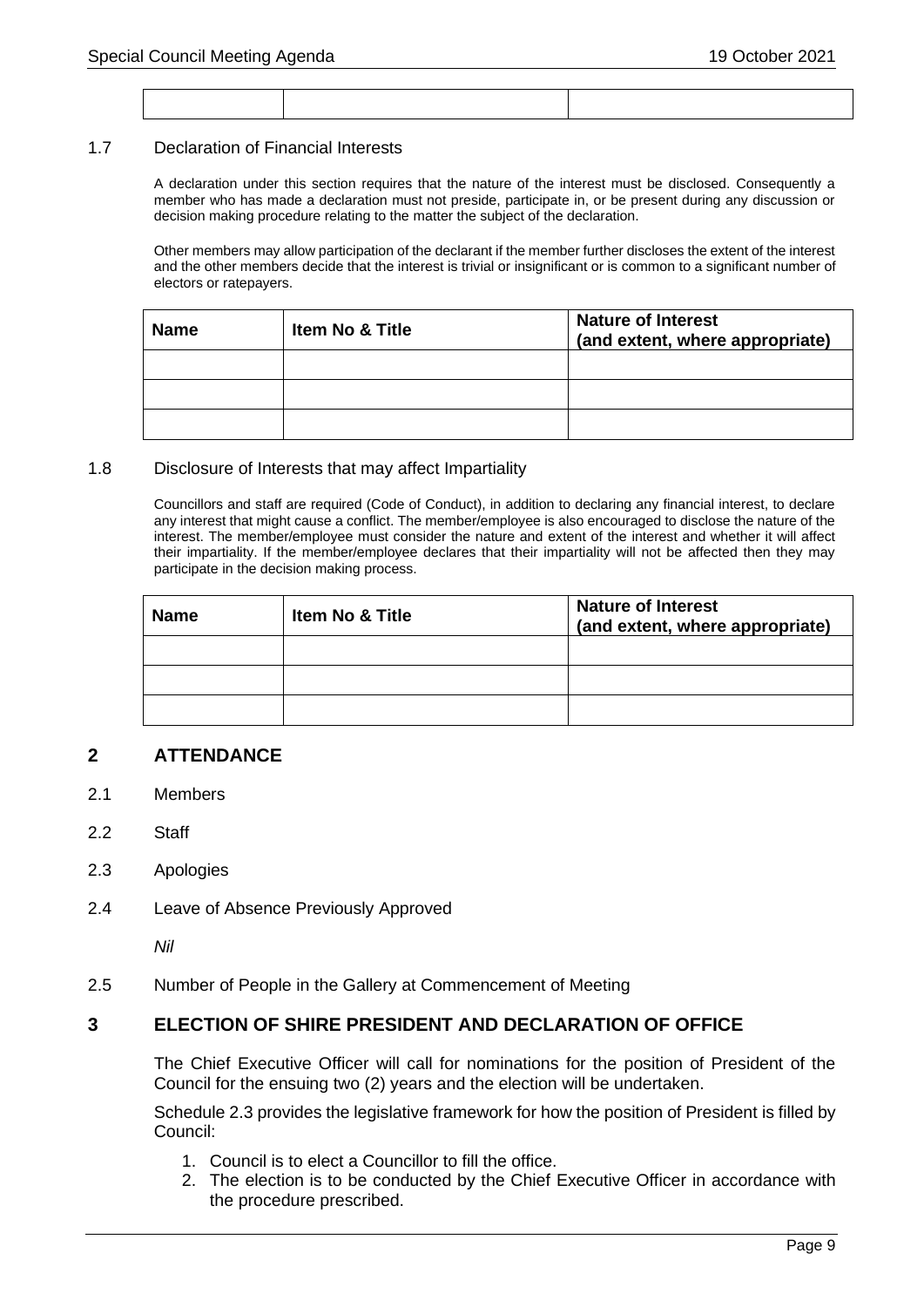| | | |
|---|---|---|
| | | |

### 1.7 Declaration of Financial Interests

A declaration under this section requires that the nature of the interest must be disclosed. Consequently a member who has made a declaration must not preside, participate in, or be present during any discussion or decision making procedure relating to the matter the subject of the declaration.

Other members may allow participation of the declarant if the member further discloses the extent of the interest and the other members decide that the interest is trivial or insignificant or is common to a significant number of electors or ratepayers.

| Name | Item No & Title | Nature of Interest (and extent, where appropriate) |
|---|---|---|
| | | |
| | | |
| | | |

### 1.8 Disclosure of Interests that may affect Impartiality

Councillors and staff are required (Code of Conduct), in addition to declaring any financial interest, to declare any interest that might cause a conflict. The member/employee is also encouraged to disclose the nature of the interest. The member/employee must consider the nature and extent of the interest and whether it will affect their impartiality. If the member/employee declares that their impartiality will not be affected then they may participate in the decision making process.

| Name | Item No & Title | Nature of Interest (and extent, where appropriate) |
|---|---|---|
| | | |
| | | |
| | | |

## 2 ATTENDANCE

2.1 Members

2.2 Staff

2.3 Apologies

2.4 Leave of Absence Previously Approved

*Nil*

2.5 Number of People in the Gallery at Commencement of Meeting

## 3 ELECTION OF SHIRE PRESIDENT AND DECLARATION OF OFFICE

The Chief Executive Officer will call for nominations for the position of President of the Council for the ensuing two (2) years and the election will be undertaken.

Schedule 2.3 provides the legislative framework for how the position of President is filled by Council:

1. Council is to elect a Councillor to fill the office.
2. The election is to be conducted by the Chief Executive Officer in accordance with the procedure prescribed.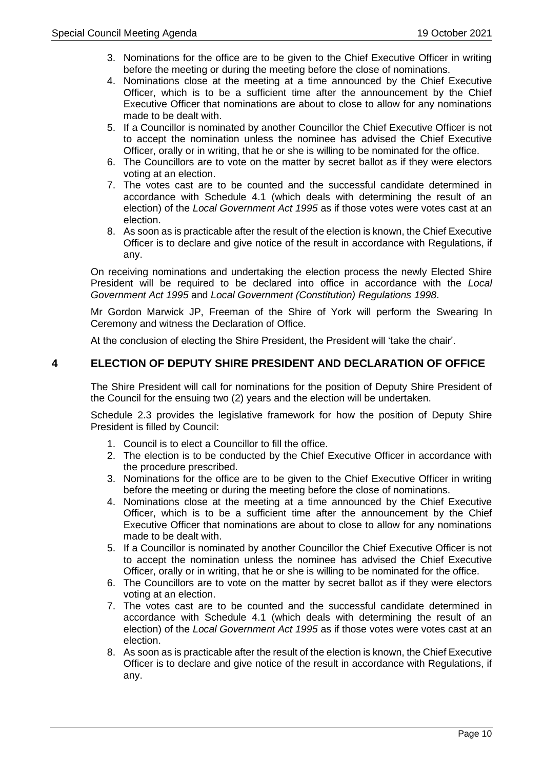3. Nominations for the office are to be given to the Chief Executive Officer in writing before the meeting or during the meeting before the close of nominations.
4. Nominations close at the meeting at a time announced by the Chief Executive Officer, which is to be a sufficient time after the announcement by the Chief Executive Officer that nominations are about to close to allow for any nominations made to be dealt with.
5. If a Councillor is nominated by another Councillor the Chief Executive Officer is not to accept the nomination unless the nominee has advised the Chief Executive Officer, orally or in writing, that he or she is willing to be nominated for the office.
6. The Councillors are to vote on the matter by secret ballot as if they were electors voting at an election.
7. The votes cast are to be counted and the successful candidate determined in accordance with Schedule 4.1 (which deals with determining the result of an election) of the *Local Government Act 1995* as if those votes were votes cast at an election.
8. As soon as is practicable after the result of the election is known, the Chief Executive Officer is to declare and give notice of the result in accordance with Regulations, if any.

On receiving nominations and undertaking the election process the newly Elected Shire President will be required to be declared into office in accordance with the *Local Government Act 1995* and *Local Government (Constitution) Regulations 1998*.

Mr Gordon Marwick JP, Freeman of the Shire of York will perform the Swearing In Ceremony and witness the Declaration of Office.

At the conclusion of electing the Shire President, the President will 'take the chair'.

## 4 ELECTION OF DEPUTY SHIRE PRESIDENT AND DECLARATION OF OFFICE

The Shire President will call for nominations for the position of Deputy Shire President of the Council for the ensuing two (2) years and the election will be undertaken.

Schedule 2.3 provides the legislative framework for how the position of Deputy Shire President is filled by Council:

1. Council is to elect a Councillor to fill the office.
2. The election is to be conducted by the Chief Executive Officer in accordance with the procedure prescribed.
3. Nominations for the office are to be given to the Chief Executive Officer in writing before the meeting or during the meeting before the close of nominations.
4. Nominations close at the meeting at a time announced by the Chief Executive Officer, which is to be a sufficient time after the announcement by the Chief Executive Officer that nominations are about to close to allow for any nominations made to be dealt with.
5. If a Councillor is nominated by another Councillor the Chief Executive Officer is not to accept the nomination unless the nominee has advised the Chief Executive Officer, orally or in writing, that he or she is willing to be nominated for the office.
6. The Councillors are to vote on the matter by secret ballot as if they were electors voting at an election.
7. The votes cast are to be counted and the successful candidate determined in accordance with Schedule 4.1 (which deals with determining the result of an election) of the *Local Government Act 1995* as if those votes were votes cast at an election.
8. As soon as is practicable after the result of the election is known, the Chief Executive Officer is to declare and give notice of the result in accordance with Regulations, if any.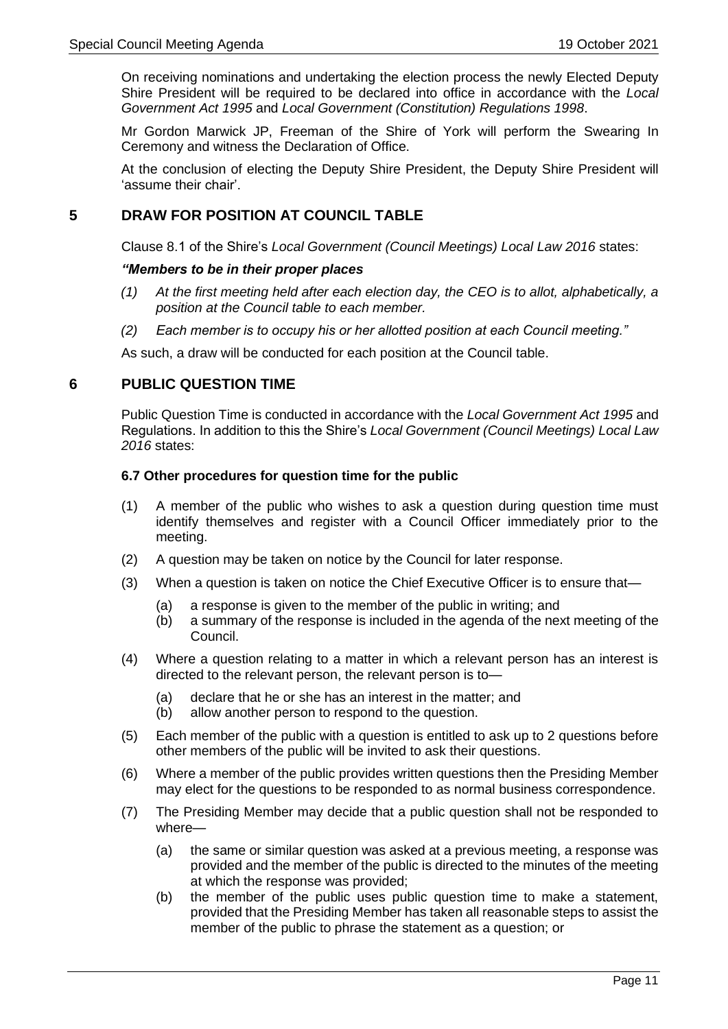On receiving nominations and undertaking the election process the newly Elected Deputy Shire President will be required to be declared into office in accordance with the *Local Government Act 1995* and *Local Government (Constitution) Regulations 1998*.

Mr Gordon Marwick JP, Freeman of the Shire of York will perform the Swearing In Ceremony and witness the Declaration of Office.

At the conclusion of electing the Deputy Shire President, the Deputy Shire President will 'assume their chair'.

## 5 DRAW FOR POSITION AT COUNCIL TABLE

Clause 8.1 of the Shire's *Local Government (Council Meetings) Local Law 2016* states:

***"Members to be in their proper places***

*(1) At the first meeting held after each election day, the CEO is to allot, alphabetically, a position at the Council table to each member.*

*(2) Each member is to occupy his or her allotted position at each Council meeting."*

As such, a draw will be conducted for each position at the Council table.

## 6 PUBLIC QUESTION TIME

Public Question Time is conducted in accordance with the *Local Government Act 1995* and Regulations. In addition to this the Shire's *Local Government (Council Meetings) Local Law 2016* states:

**6.7 Other procedures for question time for the public**

(1) A member of the public who wishes to ask a question during question time must identify themselves and register with a Council Officer immediately prior to the meeting.

(2) A question may be taken on notice by the Council for later response.

(3) When a question is taken on notice the Chief Executive Officer is to ensure that—

 (a) a response is given to the member of the public in writing; and
 (b) a summary of the response is included in the agenda of the next meeting of the Council.

(4) Where a question relating to a matter in which a relevant person has an interest is directed to the relevant person, the relevant person is to—

 (a) declare that he or she has an interest in the matter; and
 (b) allow another person to respond to the question.

(5) Each member of the public with a question is entitled to ask up to 2 questions before other members of the public will be invited to ask their questions.

(6) Where a member of the public provides written questions then the Presiding Member may elect for the questions to be responded to as normal business correspondence.

(7) The Presiding Member may decide that a public question shall not be responded to where—

 (a) the same or similar question was asked at a previous meeting, a response was provided and the member of the public is directed to the minutes of the meeting at which the response was provided;
 (b) the member of the public uses public question time to make a statement, provided that the Presiding Member has taken all reasonable steps to assist the member of the public to phrase the statement as a question; or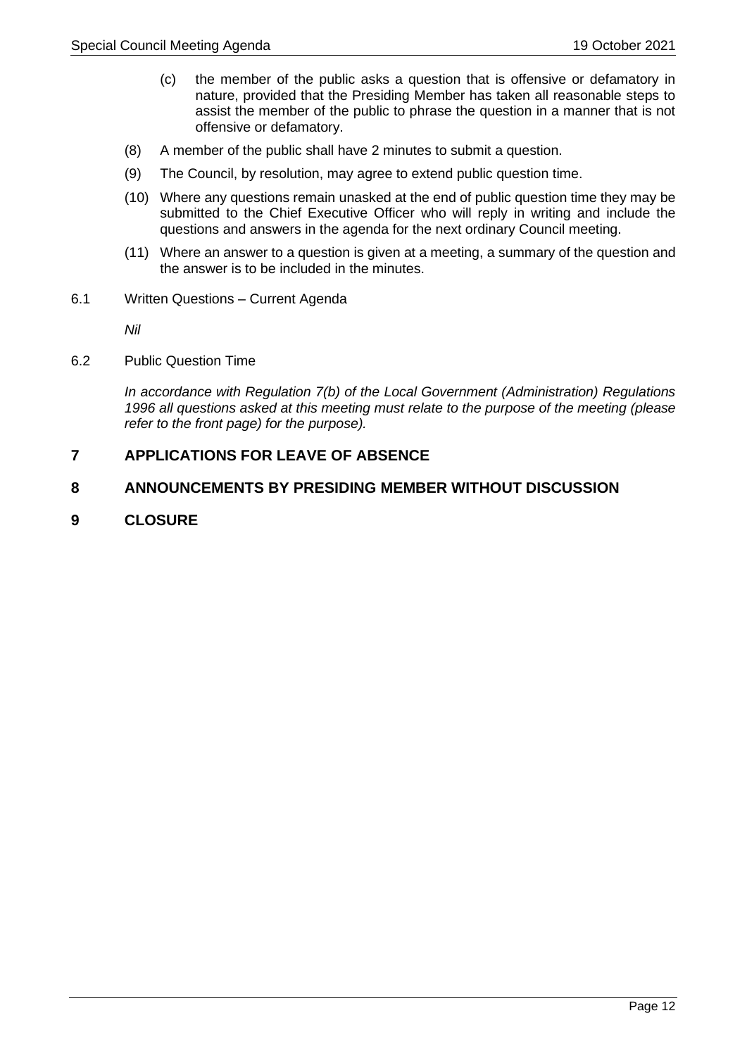(c) the member of the public asks a question that is offensive or defamatory in nature, provided that the Presiding Member has taken all reasonable steps to assist the member of the public to phrase the question in a manner that is not offensive or defamatory.

(8) A member of the public shall have 2 minutes to submit a question.

(9) The Council, by resolution, may agree to extend public question time.

(10) Where any questions remain unasked at the end of public question time they may be submitted to the Chief Executive Officer who will reply in writing and include the questions and answers in the agenda for the next ordinary Council meeting.

(11) Where an answer to a question is given at a meeting, a summary of the question and the answer is to be included in the minutes.

6.1 Written Questions – Current Agenda

*Nil*

6.2 Public Question Time

*In accordance with Regulation 7(b) of the Local Government (Administration) Regulations 1996 all questions asked at this meeting must relate to the purpose of the meeting (please refer to the front page) for the purpose).*

## 7 APPLICATIONS FOR LEAVE OF ABSENCE

## 8 ANNOUNCEMENTS BY PRESIDING MEMBER WITHOUT DISCUSSION

## 9 CLOSURE